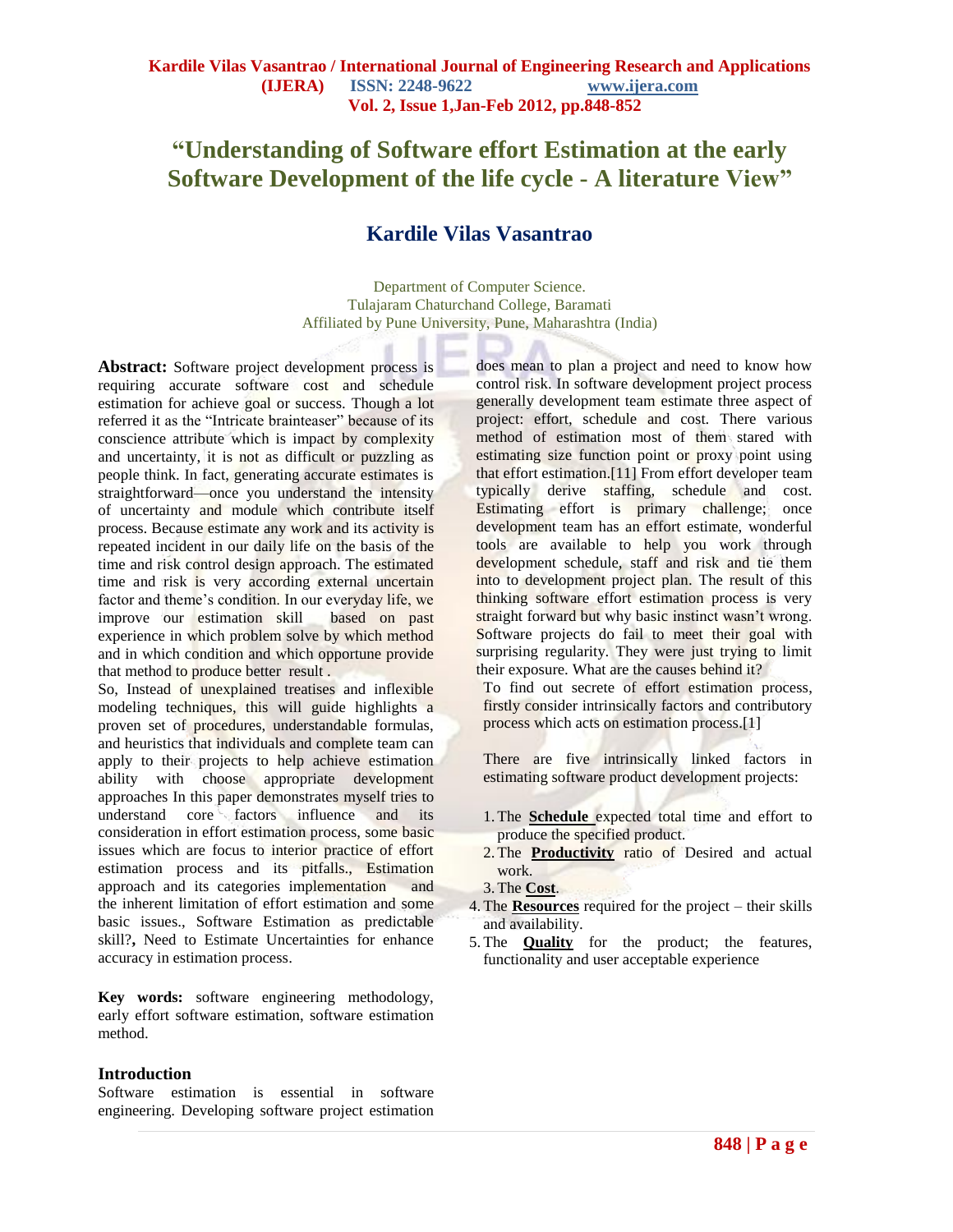# "Understanding of Software effort Estimation at the early Software Development of the life cycle - A literature View"

## Kardile Vilas Vasantrao

Department of Computer Science.
Tulajaram Chaturchand College, Baramati
Affiliated by Pune University, Pune, Maharashtra (India)

**Abstract:** Software project development process is requiring accurate software cost and schedule estimation for achieve goal or success. Though a lot referred it as the "Intricate brainteaser" because of its conscience attribute which is impact by complexity and uncertainty, it is not as difficult or puzzling as people think. In fact, generating accurate estimates is straightforward—once you understand the intensity of uncertainty and module which contribute itself process. Because estimate any work and its activity is repeated incident in our daily life on the basis of the time and risk control design approach. The estimated time and risk is very according external uncertain factor and theme's condition. In our everyday life, we improve our estimation skill based on past experience in which problem solve by which method and in which condition and which opportune provide that method to produce better result .

So, Instead of unexplained treatises and inflexible modeling techniques, this will guide highlights a proven set of procedures, understandable formulas, and heuristics that individuals and complete team can apply to their projects to help achieve estimation ability with choose appropriate development approaches In this paper demonstrates myself tries to understand core factors influence and its consideration in effort estimation process, some basic issues which are focus to interior practice of effort estimation process and its pitfalls., Estimation approach and its categories implementation and the inherent limitation of effort estimation and some basic issues., Software Estimation as predictable skill?**,** Need to Estimate Uncertainties for enhance accuracy in estimation process.

**Key words:** software engineering methodology, early effort software estimation, software estimation method.

## Introduction

Software estimation is essential in software engineering. Developing software project estimation does mean to plan a project and need to know how control risk. In software development project process generally development team estimate three aspect of project: effort, schedule and cost. There various method of estimation most of them stared with estimating size function point or proxy point using that effort estimation.[11] From effort developer team typically derive staffing, schedule and cost. Estimating effort is primary challenge; once development team has an effort estimate, wonderful tools are available to help you work through development schedule, staff and risk and tie them into to development project plan. The result of this thinking software effort estimation process is very straight forward but why basic instinct wasn't wrong. Software projects do fail to meet their goal with surprising regularity. They were just trying to limit their exposure. What are the causes behind it?

To find out secrete of effort estimation process, firstly consider intrinsically factors and contributory process which acts on estimation process.[1]

There are five intrinsically linked factors in estimating software product development projects:

1. The **Schedule** expected total time and effort to produce the specified product.
2. The **Productivity** ratio of Desired and actual work.
3. The **Cost**.
4. The **Resources** required for the project – their skills and availability.
5. The **Quality** for the product; the features, functionality and user acceptable experience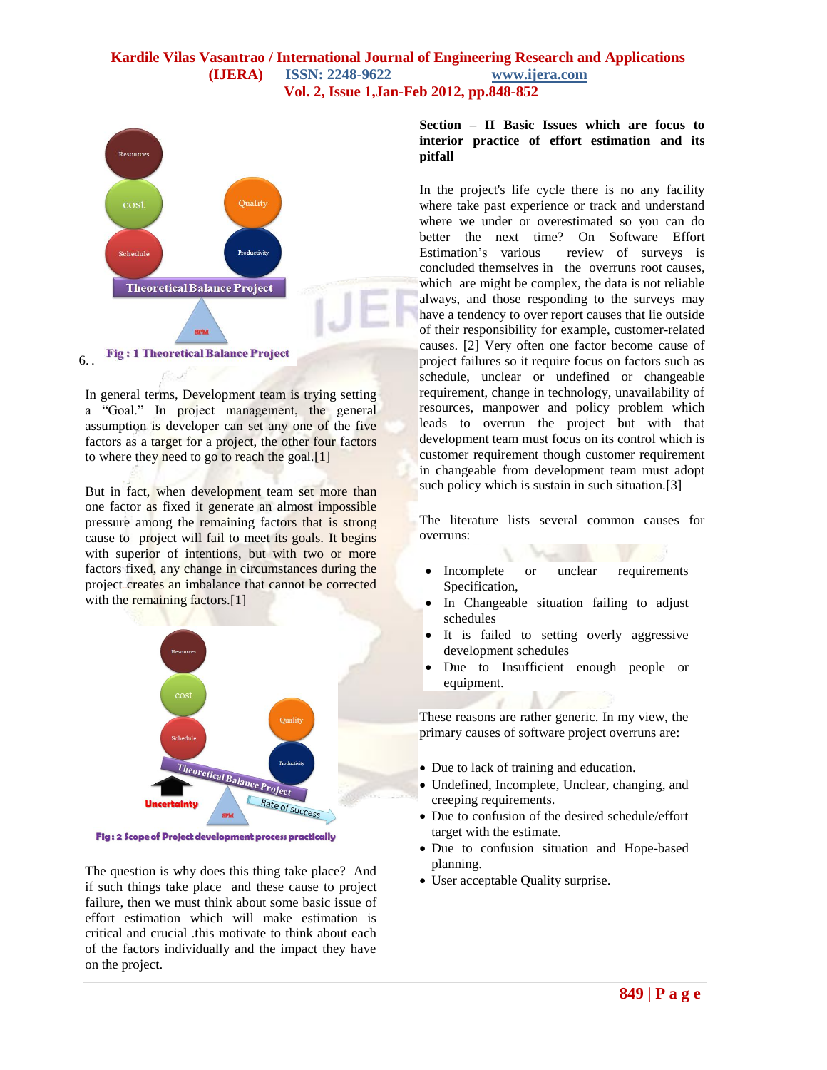6. .

Fig : 1 Theoretical Balance Project

In general terms, Development team is trying setting a "Goal." In project management, the general assumption is developer can set any one of the five factors as a target for a project, the other four factors to where they need to go to reach the goal.[1]

But in fact, when development team set more than one factor as fixed it generate an almost impossible pressure among the remaining factors that is strong cause to project will fail to meet its goals. It begins with superior of intentions, but with two or more factors fixed, any change in circumstances during the project creates an imbalance that cannot be corrected with the remaining factors.[1]

Fig : 2 Scope of Project development process practically

The question is why does this thing take place? And if such things take place and these cause to project failure, then we must think about some basic issue of effort estimation which will make estimation is critical and crucial .this motivate to think about each of the factors individually and the impact they have on the project.

**Section – II Basic Issues which are focus to interior practice of effort estimation and its pitfall**

In the project's life cycle there is no any facility where take past experience or track and understand where we under or overestimated so you can do better the next time? On Software Effort Estimation's various review of surveys is concluded themselves in the overruns root causes, which are might be complex, the data is not reliable always, and those responding to the surveys may have a tendency to over report causes that lie outside of their responsibility for example, customer-related causes. [2] Very often one factor become cause of project failures so it require focus on factors such as schedule, unclear or undefined or changeable requirement, change in technology, unavailability of resources, manpower and policy problem which leads to overrun the project but with that development team must focus on its control which is customer requirement though customer requirement in changeable from development team must adopt such policy which is sustain in such situation.[3]

The literature lists several common causes for overruns:

- Incomplete or unclear requirements Specification,
- In Changeable situation failing to adjust schedules
- It is failed to setting overly aggressive development schedules
- Due to Insufficient enough people or equipment.

These reasons are rather generic. In my view, the primary causes of software project overruns are:

- Due to lack of training and education.
- Undefined, Incomplete, Unclear, changing, and creeping requirements.
- Due to confusion of the desired schedule/effort target with the estimate.
- Due to confusion situation and Hope-based planning.
- User acceptable Quality surprise.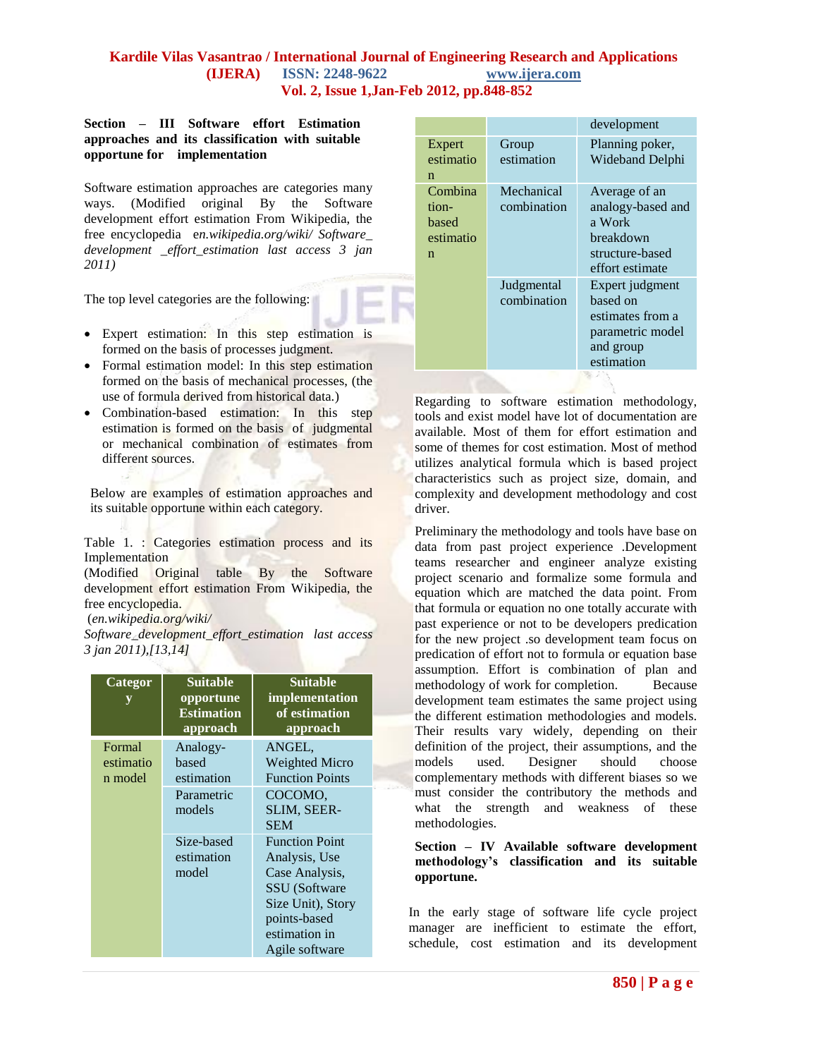**Section – III Software effort Estimation approaches and its classification with suitable opportune for implementation**

Software estimation approaches are categories many ways. (Modified original By the Software development effort estimation From Wikipedia, the free encyclopedia *en.wikipedia.org/wiki/ Software_ development _effort_estimation last access 3 jan 2011)*

The top level categories are the following:

- Expert estimation: In this step estimation is formed on the basis of processes judgment.
- Formal estimation model: In this step estimation formed on the basis of mechanical processes, (the use of formula derived from historical data.)
- Combination-based estimation: In this step estimation is formed on the basis of judgmental or mechanical combination of estimates from different sources.

Below are examples of estimation approaches and its suitable opportune within each category.

Table 1. : Categories estimation process and its Implementation
(Modified Original table By the Software development effort estimation From Wikipedia, the free encyclopedia.
(*en.wikipedia.org/wiki/ Software_development_effort_estimation last access 3 jan 2011),[13,14]*

| Category | Suitable opportune Estimation approach | Suitable implementation of estimation approach |
|---|---|---|
| Formal estimation model | Analogy-based estimation | ANGEL, Weighted Micro Function Points |
| | Parametric models | COCOMO, SLIM, SEER-SEM |
| | Size-based estimation model | Function Point Analysis, Use Case Analysis, SSU (Software Size Unit), Story points-based estimation in Agile software development |
| Expert estimation | Group estimation | Planning poker, Wideband Delphi |
| Combination-based estimation | Mechanical combination | Average of an analogy-based and a Work breakdown structure-based effort estimate |
| | Judgmental combination | Expert judgment based on estimates from a parametric model and group estimation |

Regarding to software estimation methodology, tools and exist model have lot of documentation are available. Most of them for effort estimation and some of themes for cost estimation. Most of method utilizes analytical formula which is based project characteristics such as project size, domain, and complexity and development methodology and cost driver.

Preliminary the methodology and tools have base on data from past project experience .Development teams researcher and engineer analyze existing project scenario and formalize some formula and equation which are matched the data point. From that formula or equation no one totally accurate with past experience or not to be developers predication for the new project .so development team focus on predication of effort not to formula or equation base assumption. Effort is combination of plan and methodology of work for completion. Because development team estimates the same project using the different estimation methodologies and models. Their results vary widely, depending on their definition of the project, their assumptions, and the models used. Designer should choose complementary methods with different biases so we must consider the contributory the methods and what the strength and weakness of these methodologies.

**Section – IV Available software development methodology's classification and its suitable opportune.**

In the early stage of software life cycle project manager are inefficient to estimate the effort, schedule, cost estimation and its development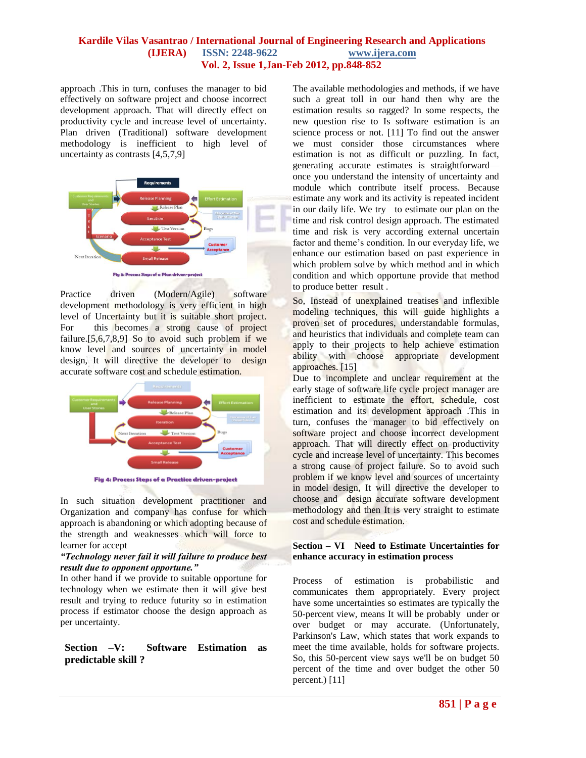approach .This in turn, confuses the manager to bid effectively on software project and choose incorrect development approach. That will directly effect on productivity cycle and increase level of uncertainty. Plan driven (Traditional) software development methodology is inefficient to high level of uncertainty as contrasts [4,5,7,9]

Fig 3: Process Steps of a Plan driven-project

Practice driven (Modern/Agile) software development methodology is very efficient in high level of Uncertainty but it is suitable short project. For this becomes a strong cause of project failure.[5,6,7,8,9] So to avoid such problem if we know level and sources of uncertainty in model design, It will directive the developer to design accurate software cost and schedule estimation.

Fig 4: Process Steps of a Practice driven-project

In such situation development practitioner and Organization and company has confuse for which approach is abandoning or which adopting because of the strength and weaknesses which will force to learner for accept

***"Technology never fail it will failure to produce best result due to opponent opportune."***

In other hand if we provide to suitable opportune for technology when we estimate then it will give best result and trying to reduce futurity so in estimation process if estimator choose the design approach as per uncertainty.

## Section –V: Software Estimation as predictable skill ?

The available methodologies and methods, if we have such a great toll in our hand then why are the estimation results so ragged? In some respects, the new question rise to Is software estimation is an science process or not. [11] To find out the answer we must consider those circumstances where estimation is not as difficult or puzzling. In fact, generating accurate estimates is straightforward—once you understand the intensity of uncertainty and module which contribute itself process. Because estimate any work and its activity is repeated incident in our daily life. We try to estimate our plan on the time and risk control design approach. The estimated time and risk is very according external uncertain factor and theme's condition. In our everyday life, we enhance our estimation based on past experience in which problem solve by which method and in which condition and which opportune provide that method to produce better result .

So, Instead of unexplained treatises and inflexible modeling techniques, this will guide highlights a proven set of procedures, understandable formulas, and heuristics that individuals and complete team can apply to their projects to help achieve estimation ability with choose appropriate development approaches. [15]

Due to incomplete and unclear requirement at the early stage of software life cycle project manager are inefficient to estimate the effort, schedule, cost estimation and its development approach .This in turn, confuses the manager to bid effectively on software project and choose incorrect development approach. That will directly effect on productivity cycle and increase level of uncertainty. This becomes a strong cause of project failure. So to avoid such problem if we know level and sources of uncertainty in model design, It will directive the developer to choose and design accurate software development methodology and then It is very straight to estimate cost and schedule estimation.

## Section – VI Need to Estimate Uncertainties for enhance accuracy in estimation process

Process of estimation is probabilistic and communicates them appropriately. Every project have some uncertainties so estimates are typically the 50-percent view, means It will be probably under or over budget or may accurate. (Unfortunately, Parkinson's Law, which states that work expands to meet the time available, holds for software projects. So, this 50-percent view says we'll be on budget 50 percent of the time and over budget the other 50 percent.) [11]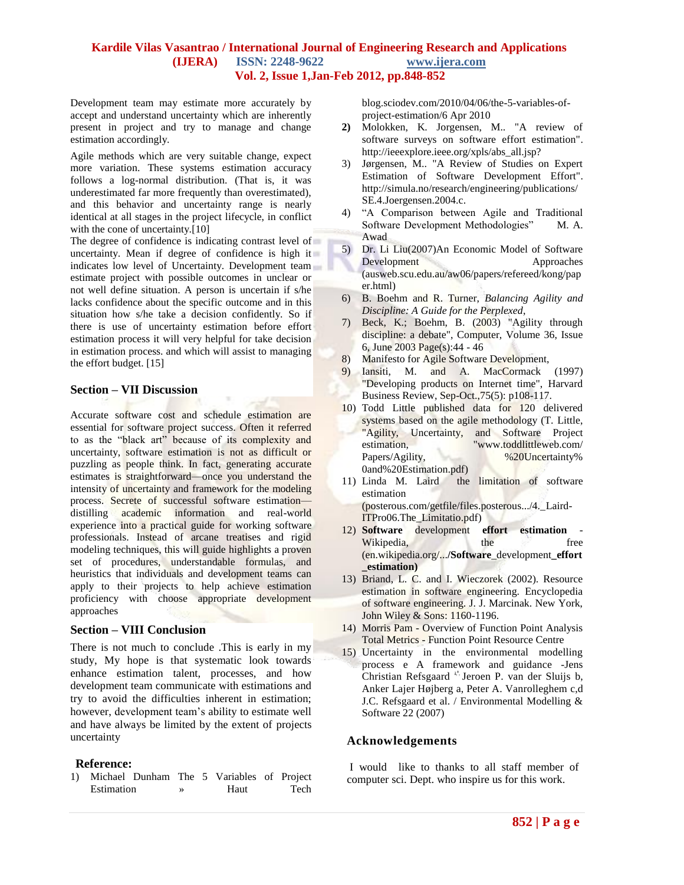Development team may estimate more accurately by accept and understand uncertainty which are inherently present in project and try to manage and change estimation accordingly.

Agile methods which are very suitable change, expect more variation. These systems estimation accuracy follows a log-normal distribution. (That is, it was underestimated far more frequently than overestimated), and this behavior and uncertainty range is nearly identical at all stages in the project lifecycle, in conflict with the cone of uncertainty.[10]

The degree of confidence is indicating contrast level of uncertainty. Mean if degree of confidence is high it indicates low level of Uncertainty. Development team estimate project with possible outcomes in unclear or not well define situation. A person is uncertain if s/he lacks confidence about the specific outcome and in this situation how s/he take a decision confidently. So if there is use of uncertainty estimation before effort estimation process it will very helpful for take decision in estimation process. and which will assist to managing the effort budget. [15]

## Section – VII Discussion

Accurate software cost and schedule estimation are essential for software project success. Often it referred to as the "black art" because of its complexity and uncertainty, software estimation is not as difficult or puzzling as people think. In fact, generating accurate estimates is straightforward—once you understand the intensity of uncertainty and framework for the modeling process. Secrete of successful software estimation—distilling academic information and real-world experience into a practical guide for working software professionals. Instead of arcane treatises and rigid modeling techniques, this will guide highlights a proven set of procedures, understandable formulas, and heuristics that individuals and development teams can apply to their projects to help achieve estimation proficiency with choose appropriate development approaches

## Section – VIII Conclusion

There is not much to conclude .This is early in my study, My hope is that systematic look towards enhance estimation talent, processes, and how development team communicate with estimations and try to avoid the difficulties inherent in estimation; however, development team's ability to estimate well and have always be limited by the extent of projects uncertainty

## Reference:

1) Michael Dunham The 5 Variables of Project Estimation » Haut Tech blog.sciodev.com/2010/04/06/the-5-variables-of-project-estimation/6 Apr 2010
2) Molokken, K. Jorgensen, M.. "A review of software surveys on software effort estimation". http://ieeexplore.ieee.org/xpls/abs_all.jsp?
3) Jørgensen, M.. "A Review of Studies on Expert Estimation of Software Development Effort". http://simula.no/research/engineering/publications/SE.4.Joergensen.2004.c.
4) "A Comparison between Agile and Traditional Software Development Methodologies" M. A. Awad
5) Dr. Li Liu(2007)An Economic Model of Software Development Approaches (ausweb.scu.edu.au/aw06/papers/refereed/kong/paper.html)
6) B. Boehm and R. Turner, *Balancing Agility and Discipline: A Guide for the Perplexed,*
7) Beck, K.; Boehm, B. (2003) "Agility through discipline: a debate", Computer, Volume 36, Issue 6, June 2003 Page(s):44 - 46
8) Manifesto for Agile Software Development,
9) Iansiti, M. and A. MacCormack (1997) "Developing products on Internet time", Harvard Business Review, Sep-Oct.,75(5): p108-117.
10) Todd Little published data for 120 delivered systems based on the agile methodology (T. Little, "Agility, Uncertainty, and Software Project estimation, "www.toddlittleweb.com/Papers/Agility, %20Uncertainty%0and%20Estimation.pdf)
11) Linda M. Laird the limitation of software estimation (posterous.com/getfile/files.posterous.../4._Laird-ITPro06.The_Limitatio.pdf)
12) **Software** development **effort estimation** - Wikipedia, the free (en.wikipedia.org/.../**Software**_development_**effort_estimation)**
13) Briand, L. C. and I. Wieczorek (2002). Resource estimation in software engineering. Encyclopedia of software engineering. J. J. Marcinak. New York, John Wiley & Sons: 1160-1196.
14) Morris Pam - Overview of Function Point Analysis Total Metrics - Function Point Resource Centre
15) Uncertainty in the environmental modelling process e A framework and guidance -Jens Christian Refsgaard [a,*] Jeroen P. van der Sluijs b, Anker Lajer Højberg a, Peter A. Vanrolleghem c,d J.C. Refsgaard et al. / Environmental Modelling & Software 22 (2007)

## Acknowledgements

I would like to thanks to all staff member of computer sci. Dept. who inspire us for this work.